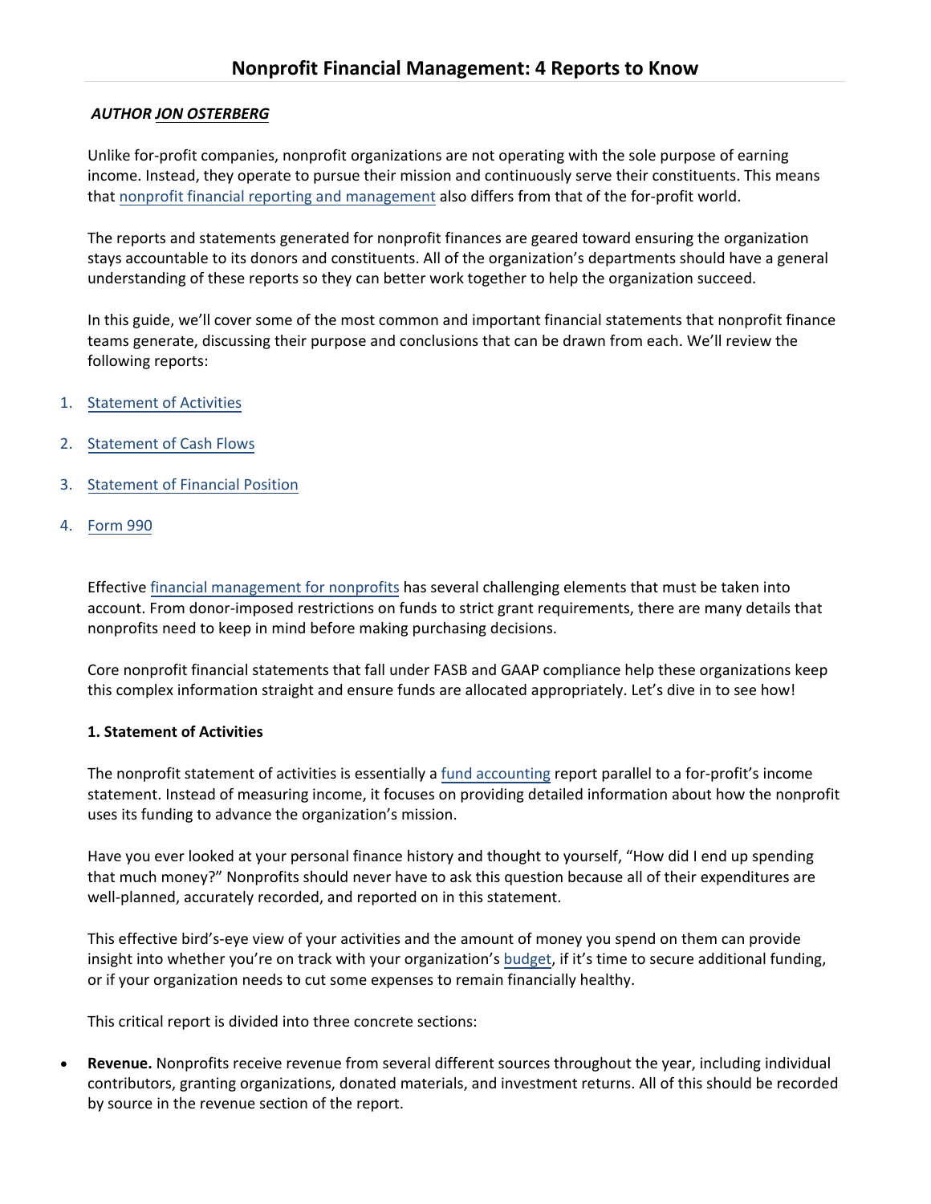# Nonprofit Financial Management: 4 Reports to Know

***AUTHOR JON OSTERBERG***

Unlike for-profit companies, nonprofit organizations are not operating with the sole purpose of earning income. Instead, they operate to pursue their mission and continuously serve their constituents. This means that nonprofit financial reporting and management also differs from that of the for-profit world.

The reports and statements generated for nonprofit finances are geared toward ensuring the organization stays accountable to its donors and constituents. All of the organization's departments should have a general understanding of these reports so they can better work together to help the organization succeed.

In this guide, we'll cover some of the most common and important financial statements that nonprofit finance teams generate, discussing their purpose and conclusions that can be drawn from each. We'll review the following reports:

1. Statement of Activities
2. Statement of Cash Flows
3. Statement of Financial Position
4. Form 990

Effective financial management for nonprofits has several challenging elements that must be taken into account. From donor-imposed restrictions on funds to strict grant requirements, there are many details that nonprofits need to keep in mind before making purchasing decisions.

Core nonprofit financial statements that fall under FASB and GAAP compliance help these organizations keep this complex information straight and ensure funds are allocated appropriately. Let's dive in to see how!

**1. Statement of Activities**

The nonprofit statement of activities is essentially a fund accounting report parallel to a for-profit's income statement. Instead of measuring income, it focuses on providing detailed information about how the nonprofit uses its funding to advance the organization's mission.

Have you ever looked at your personal finance history and thought to yourself, "How did I end up spending that much money?" Nonprofits should never have to ask this question because all of their expenditures are well-planned, accurately recorded, and reported on in this statement.

This effective bird's-eye view of your activities and the amount of money you spend on them can provide insight into whether you're on track with your organization's budget, if it's time to secure additional funding, or if your organization needs to cut some expenses to remain financially healthy.

This critical report is divided into three concrete sections:

- **Revenue.** Nonprofits receive revenue from several different sources throughout the year, including individual contributors, granting organizations, donated materials, and investment returns. All of this should be recorded by source in the revenue section of the report.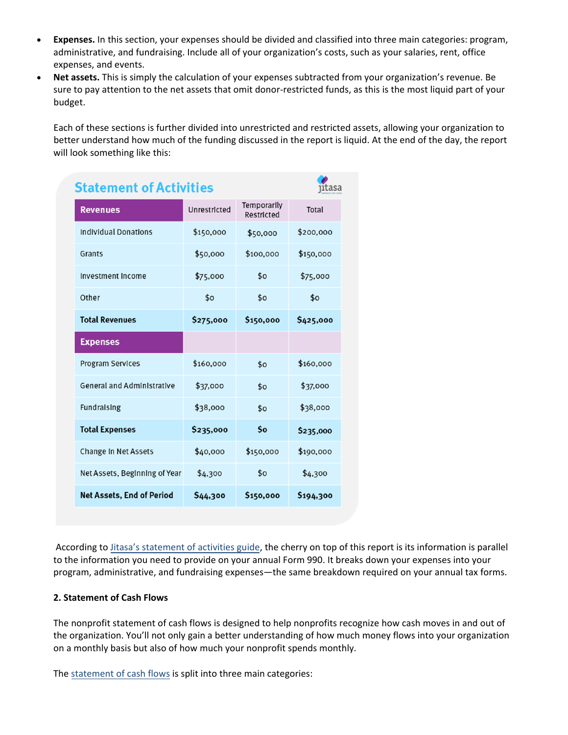- **Expenses.** In this section, your expenses should be divided and classified into three main categories: program, administrative, and fundraising. Include all of your organization's costs, such as your salaries, rent, office expenses, and events.
- **Net assets.** This is simply the calculation of your expenses subtracted from your organization's revenue. Be sure to pay attention to the net assets that omit donor-restricted funds, as this is the most liquid part of your budget.

  Each of these sections is further divided into unrestricted and restricted assets, allowing your organization to better understand how much of the funding discussed in the report is liquid. At the end of the day, the report will look something like this:

**Statement of Activities**

| Revenues | Unrestricted | Temporarily Restricted | Total |
|---|---|---|---|
| Individual Donations | $150,000 | $50,000 | $200,000 |
| Grants | $50,000 | $100,000 | $150,000 |
| Investment Income | $75,000 | $0 | $75,000 |
| Other | $0 | $0 | $0 |
| **Total Revenues** | **$275,000** | **$150,000** | **$425,000** |
| **Expenses** | | | |
| Program Services | $160,000 | $0 | $160,000 |
| General and Administrative | $37,000 | $0 | $37,000 |
| Fundraising | $38,000 | $0 | $38,000 |
| **Total Expenses** | **$235,000** | **$0** | **$235,000** |
| Change in Net Assets | $40,000 | $150,000 | $190,000 |
| Net Assets, Beginning of Year | $4,300 | $0 | $4,300 |
| **Net Assets, End of Period** | **$44,300** | **$150,000** | **$194,300** |

According to Jitasa's statement of activities guide, the cherry on top of this report is its information is parallel to the information you need to provide on your annual Form 990. It breaks down your expenses into your program, administrative, and fundraising expenses—the same breakdown required on your annual tax forms.

**2. Statement of Cash Flows**

The nonprofit statement of cash flows is designed to help nonprofits recognize how cash moves in and out of the organization. You'll not only gain a better understanding of how much money flows into your organization on a monthly basis but also of how much your nonprofit spends monthly.

The statement of cash flows is split into three main categories: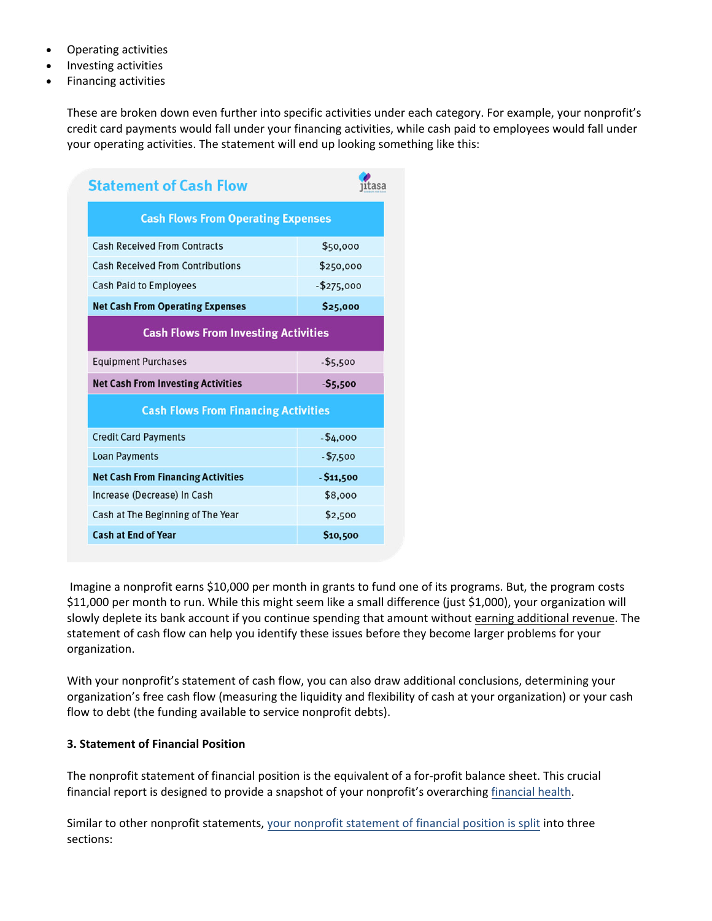- Operating activities
- Investing activities
- Financing activities

These are broken down even further into specific activities under each category. For example, your nonprofit's credit card payments would fall under your financing activities, while cash paid to employees would fall under your operating activities. The statement will end up looking something like this:

**Statement of Cash Flow**

| Cash Flows From Operating Expenses | |
|---|---|
| Cash Received From Contracts | $50,000 |
| Cash Received From Contributions | $250,000 |
| Cash Paid to Employees | -$275,000 |
| **Net Cash From Operating Expenses** | **$25,000** |
| **Cash Flows From Investing Activities** | |
| Equipment Purchases | -$5,500 |
| **Net Cash From Investing Activities** | **-$5,500** |
| **Cash Flows From Financing Activities** | |
| Credit Card Payments | -$4,000 |
| Loan Payments | -$7,500 |
| **Net Cash From Financing Activities** | **-$11,500** |
| Increase (Decrease) In Cash | $8,000 |
| Cash at The Beginning of The Year | $2,500 |
| **Cash at End of Year** | **$10,500** |

Imagine a nonprofit earns $10,000 per month in grants to fund one of its programs. But, the program costs $11,000 per month to run. While this might seem like a small difference (just $1,000), your organization will slowly deplete its bank account if you continue spending that amount without earning additional revenue. The statement of cash flow can help you identify these issues before they become larger problems for your organization.

With your nonprofit's statement of cash flow, you can also draw additional conclusions, determining your organization's free cash flow (measuring the liquidity and flexibility of cash at your organization) or your cash flow to debt (the funding available to service nonprofit debts).

**3. Statement of Financial Position**

The nonprofit statement of financial position is the equivalent of a for-profit balance sheet. This crucial financial report is designed to provide a snapshot of your nonprofit's overarching financial health.

Similar to other nonprofit statements, your nonprofit statement of financial position is split into three sections: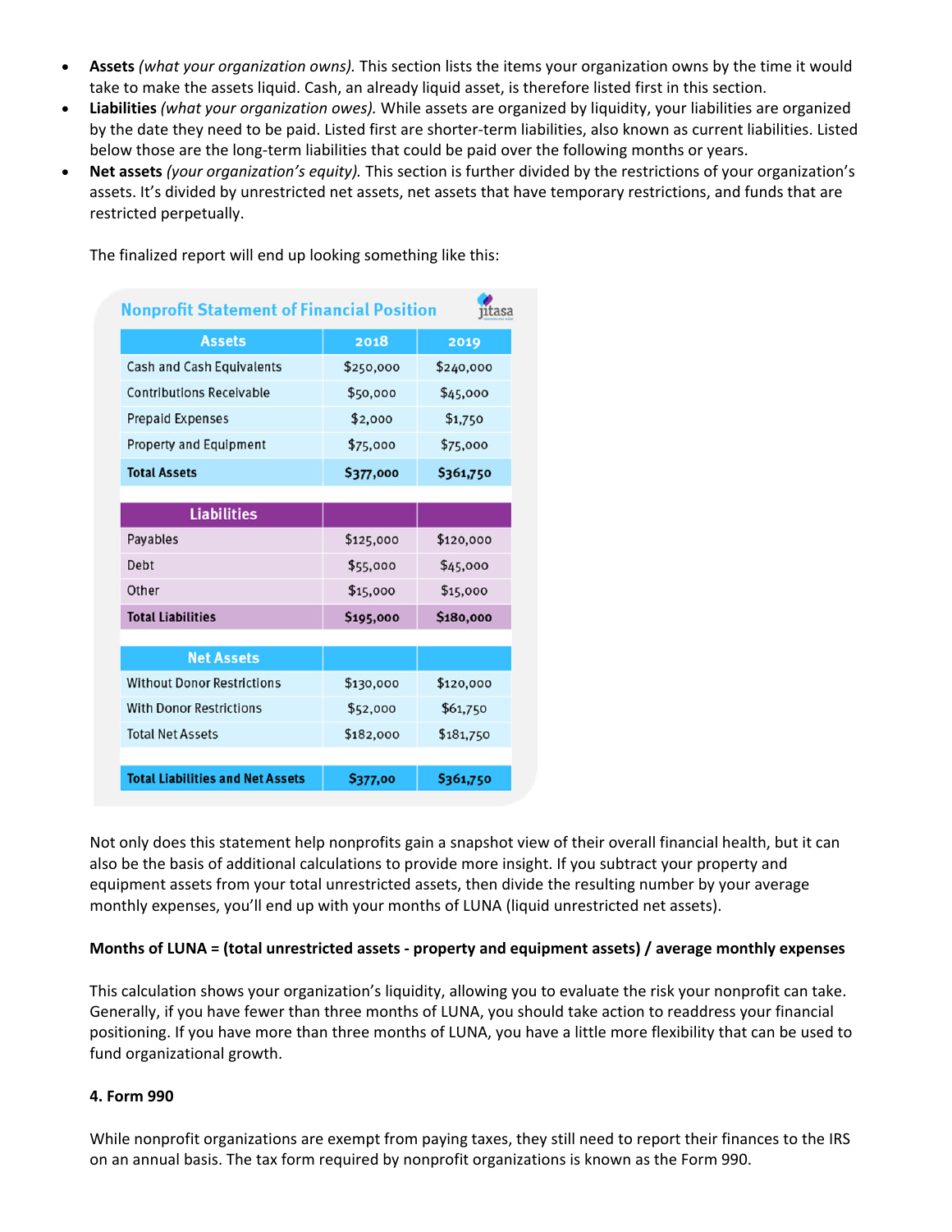- **Assets** *(what your organization owns).* This section lists the items your organization owns by the time it would take to make the assets liquid. Cash, an already liquid asset, is therefore listed first in this section.
- **Liabilities** *(what your organization owes).* While assets are organized by liquidity, your liabilities are organized by the date they need to be paid. Listed first are shorter-term liabilities, also known as current liabilities. Listed below those are the long-term liabilities that could be paid over the following months or years.
- **Net assets** *(your organization's equity).* This section is further divided by the restrictions of your organization's assets. It's divided by unrestricted net assets, net assets that have temporary restrictions, and funds that are restricted perpetually.

The finalized report will end up looking something like this:

**Nonprofit Statement of Financial Position**

| Assets | 2018 | 2019 |
|---|---|---|
| Cash and Cash Equivalents | $250,000 | $240,000 |
| Contributions Receivable | $50,000 | $45,000 |
| Prepaid Expenses | $2,000 | $1,750 |
| Property and Equipment | $75,000 | $75,000 |
| **Total Assets** | **$377,000** | **$361,750** |
| **Liabilities** | | |
| Payables | $125,000 | $120,000 |
| Debt | $55,000 | $45,000 |
| Other | $15,000 | $15,000 |
| **Total Liabilities** | **$195,000** | **$180,000** |
| **Net Assets** | | |
| Without Donor Restrictions | $130,000 | $120,000 |
| With Donor Restrictions | $52,000 | $61,750 |
| Total Net Assets | $182,000 | $181,750 |
| **Total Liabilities and Net Assets** | **$377,00** | **$361,750** |

Not only does this statement help nonprofits gain a snapshot view of their overall financial health, but it can also be the basis of additional calculations to provide more insight. If you subtract your property and equipment assets from your total unrestricted assets, then divide the resulting number by your average monthly expenses, you'll end up with your months of LUNA (liquid unrestricted net assets).

**Months of LUNA = (total unrestricted assets - property and equipment assets) / average monthly expenses**

This calculation shows your organization's liquidity, allowing you to evaluate the risk your nonprofit can take. Generally, if you have fewer than three months of LUNA, you should take action to readdress your financial positioning. If you have more than three months of LUNA, you have a little more flexibility that can be used to fund organizational growth.

**4. Form 990**

While nonprofit organizations are exempt from paying taxes, they still need to report their finances to the IRS on an annual basis. The tax form required by nonprofit organizations is known as the Form 990.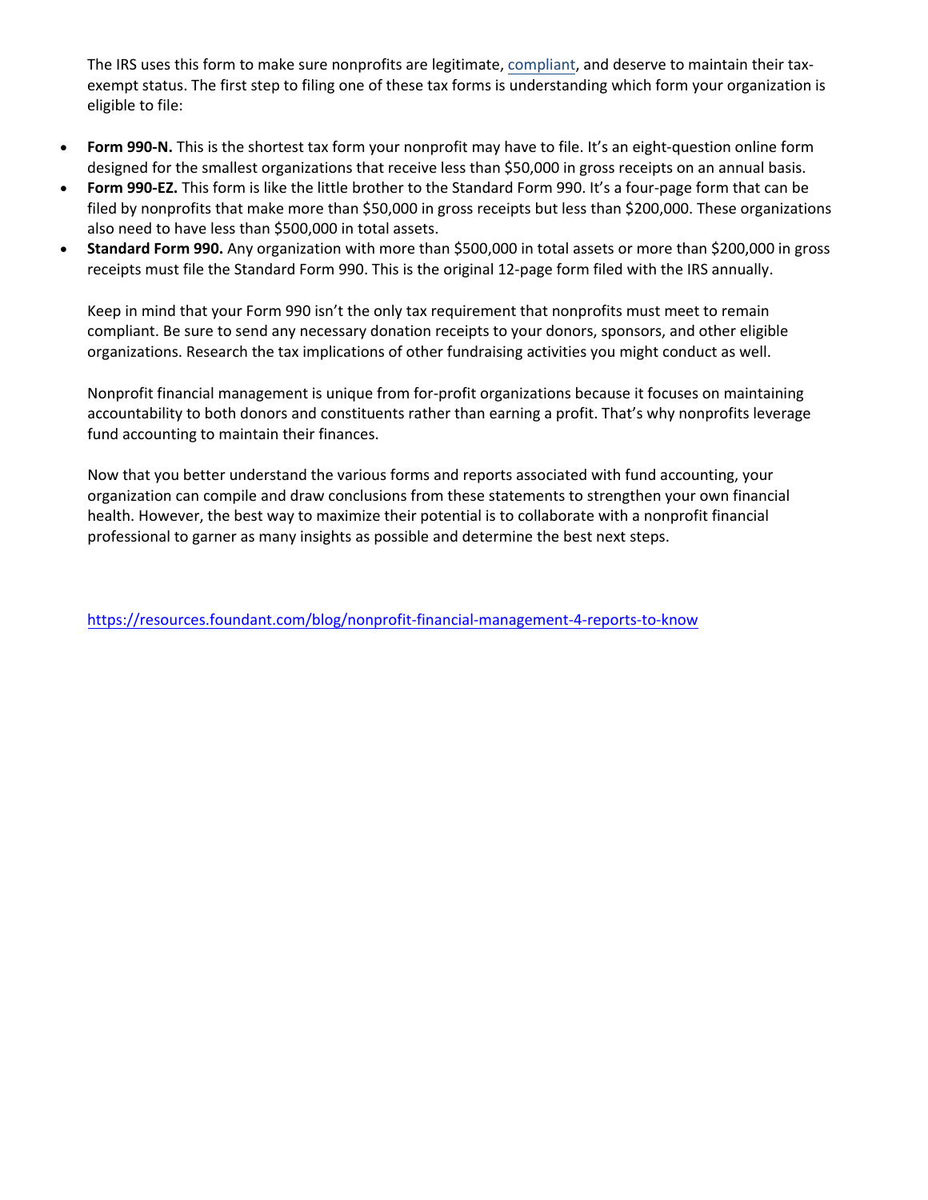The IRS uses this form to make sure nonprofits are legitimate, compliant, and deserve to maintain their tax-exempt status. The first step to filing one of these tax forms is understanding which form your organization is eligible to file:

- **Form 990-N.** This is the shortest tax form your nonprofit may have to file. It's an eight-question online form designed for the smallest organizations that receive less than $50,000 in gross receipts on an annual basis.
- **Form 990-EZ.** This form is like the little brother to the Standard Form 990. It's a four-page form that can be filed by nonprofits that make more than $50,000 in gross receipts but less than $200,000. These organizations also need to have less than $500,000 in total assets.
- **Standard Form 990.** Any organization with more than $500,000 in total assets or more than $200,000 in gross receipts must file the Standard Form 990. This is the original 12-page form filed with the IRS annually.

Keep in mind that your Form 990 isn't the only tax requirement that nonprofits must meet to remain compliant. Be sure to send any necessary donation receipts to your donors, sponsors, and other eligible organizations. Research the tax implications of other fundraising activities you might conduct as well.

Nonprofit financial management is unique from for-profit organizations because it focuses on maintaining accountability to both donors and constituents rather than earning a profit. That's why nonprofits leverage fund accounting to maintain their finances.

Now that you better understand the various forms and reports associated with fund accounting, your organization can compile and draw conclusions from these statements to strengthen your own financial health. However, the best way to maximize their potential is to collaborate with a nonprofit financial professional to garner as many insights as possible and determine the best next steps.

https://resources.foundant.com/blog/nonprofit-financial-management-4-reports-to-know